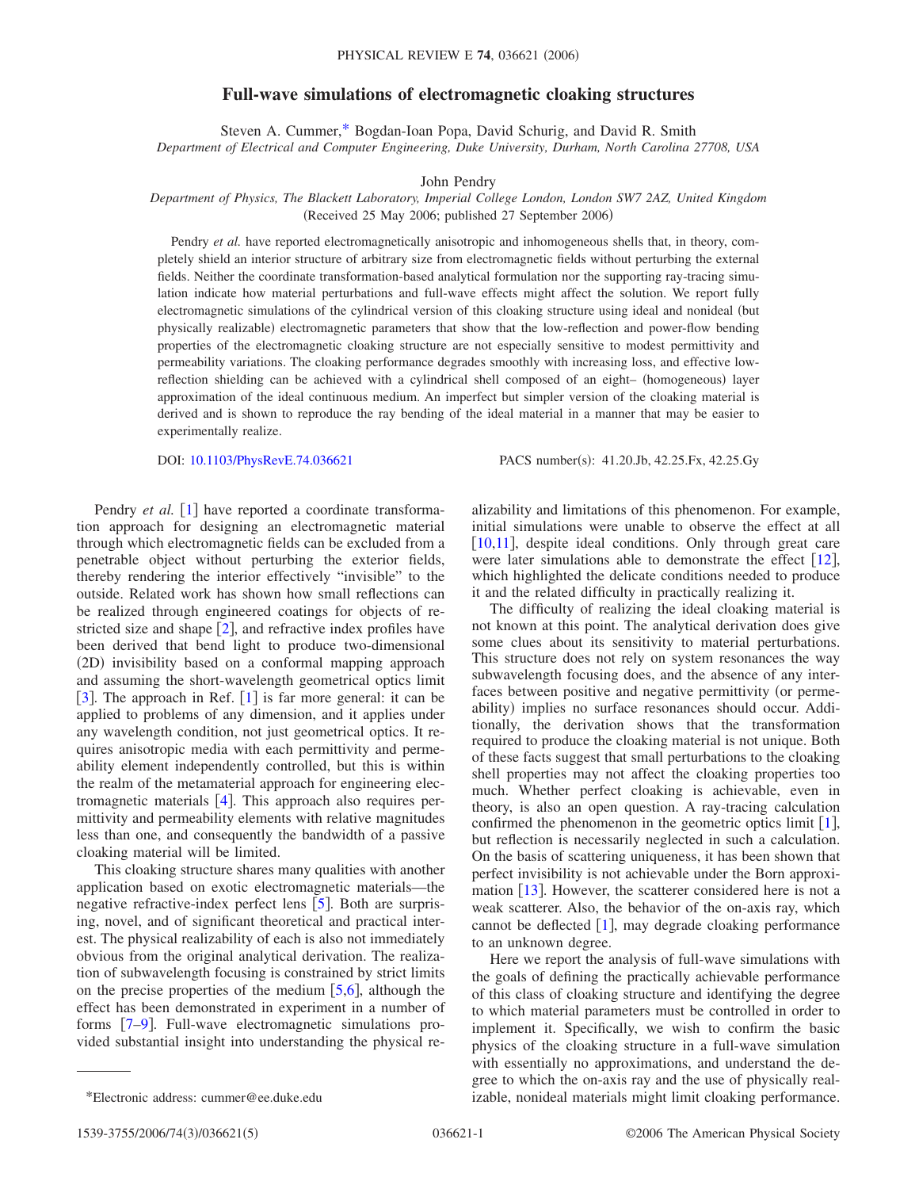# Full-wave simulations of electromagnetic cloaking structures

Steven A. Cummer,* Bogdan-Ioan Popa, David Schurig, and David R. Smith

*Department of Electrical and Computer Engineering, Duke University, Durham, North Carolina 27708, USA*

John Pendry

*Department of Physics, The Blackett Laboratory, Imperial College London, London SW7 2AZ, United Kingdom*

(Received 25 May 2006; published 27 September 2006)

Pendry *et al.* have reported electromagnetically anisotropic and inhomogeneous shells that, in theory, completely shield an interior structure of arbitrary size from electromagnetic fields without perturbing the external fields. Neither the coordinate transformation-based analytical formulation nor the supporting ray-tracing simulation indicate how material perturbations and full-wave effects might affect the solution. We report fully electromagnetic simulations of the cylindrical version of this cloaking structure using ideal and nonideal (but physically realizable) electromagnetic parameters that show that the low-reflection and power-flow bending properties of the electromagnetic cloaking structure are not especially sensitive to modest permittivity and permeability variations. The cloaking performance degrades smoothly with increasing loss, and effective low-reflection shielding can be achieved with a cylindrical shell composed of an eight– (homogeneous) layer approximation of the ideal continuous medium. An imperfect but simpler version of the cloaking material is derived and is shown to reproduce the ray bending of the ideal material in a manner that may be easier to experimentally realize.

DOI: 10.1103/PhysRevE.74.036621 PACS number(s): 41.20.Jb, 42.25.Fx, 42.25.Gy

Pendry *et al.* [1] have reported a coordinate transformation approach for designing an electromagnetic material through which electromagnetic fields can be excluded from a penetrable object without perturbing the exterior fields, thereby rendering the interior effectively "invisible" to the outside. Related work has shown how small reflections can be realized through engineered coatings for objects of restricted size and shape [2], and refractive index profiles have been derived that bend light to produce two-dimensional (2D) invisibility based on a conformal mapping approach and assuming the short-wavelength geometrical optics limit [3]. The approach in Ref. [1] is far more general: it can be applied to problems of any dimension, and it applies under any wavelength condition, not just geometrical optics. It requires anisotropic media with each permittivity and permeability element independently controlled, but this is within the realm of the metamaterial approach for engineering electromagnetic materials [4]. This approach also requires permittivity and permeability elements with relative magnitudes less than one, and consequently the bandwidth of a passive cloaking material will be limited.

This cloaking structure shares many qualities with another application based on exotic electromagnetic materials—the negative refractive-index perfect lens [5]. Both are surprising, novel, and of significant theoretical and practical interest. The physical realizability of each is also not immediately obvious from the original analytical derivation. The realization of subwavelength focusing is constrained by strict limits on the precise properties of the medium [5,6], although the effect has been demonstrated in experiment in a number of forms [7–9]. Full-wave electromagnetic simulations provided substantial insight into understanding the physical realizability and limitations of this phenomenon. For example, initial simulations were unable to observe the effect at all [10,11], despite ideal conditions. Only through great care were later simulations able to demonstrate the effect [12], which highlighted the delicate conditions needed to produce it and the related difficulty in practically realizing it.

The difficulty of realizing the ideal cloaking material is not known at this point. The analytical derivation does give some clues about its sensitivity to material perturbations. This structure does not rely on system resonances the way subwavelength focusing does, and the absence of any interfaces between positive and negative permittivity (or permeability) implies no surface resonances should occur. Additionally, the derivation shows that the transformation required to produce the cloaking material is not unique. Both of these facts suggest that small perturbations to the cloaking shell properties may not affect the cloaking properties too much. Whether perfect cloaking is achievable, even in theory, is also an open question. A ray-tracing calculation confirmed the phenomenon in the geometric optics limit [1], but reflection is necessarily neglected in such a calculation. On the basis of scattering uniqueness, it has been shown that perfect invisibility is not achievable under the Born approximation [13]. However, the scatterer considered here is not a weak scatterer. Also, the behavior of the on-axis ray, which cannot be deflected [1], may degrade cloaking performance to an unknown degree.

Here we report the analysis of full-wave simulations with the goals of defining the practically achievable performance of this class of cloaking structure and identifying the degree to which material parameters must be controlled in order to implement it. Specifically, we wish to confirm the basic physics of the cloaking structure in a full-wave simulation with essentially no approximations, and understand the degree to which the on-axis ray and the use of physically realizable, nonideal materials might limit cloaking performance.

*Electronic address: cummer@ee.duke.edu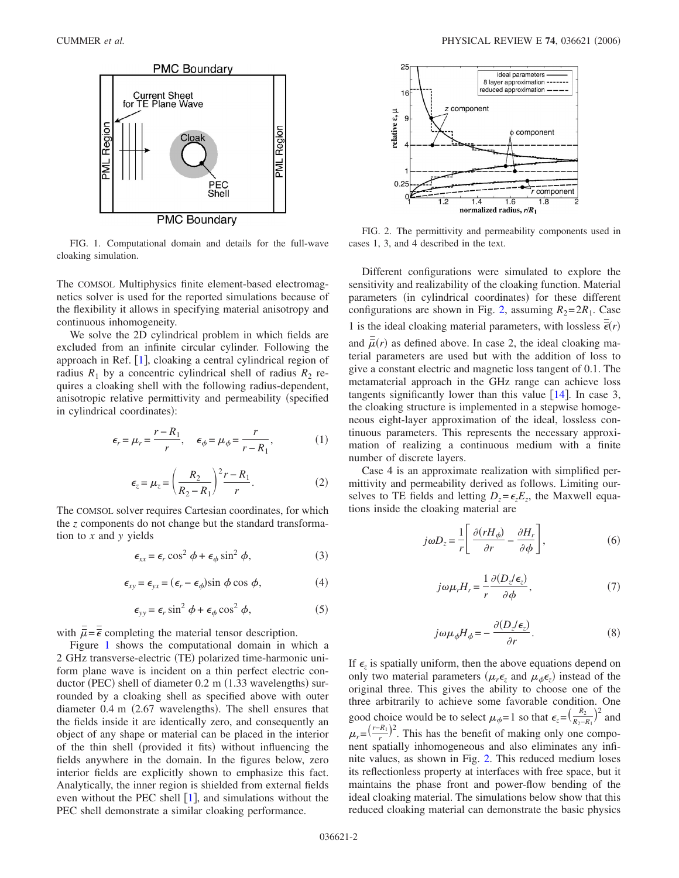FIG. 1. Computational domain and details for the full-wave cloaking simulation.

The COMSOL Multiphysics finite element-based electromagnetics solver is used for the reported simulations because of the flexibility it allows in specifying material anisotropy and continuous inhomogeneity.

We solve the 2D cylindrical problem in which fields are excluded from an infinite circular cylinder. Following the approach in Ref. [1], cloaking a central cylindrical region of radius $R_1$ by a concentric cylindrical shell of radius $R_2$ requires a cloaking shell with the following radius-dependent, anisotropic relative permittivity and permeability (specified in cylindrical coordinates):

$$\epsilon_r = \mu_r = \frac{r - R_1}{r}, \quad \epsilon_\phi = \mu_\phi = \frac{r}{r - R_1}, \tag{1}$$

$$\epsilon_z = \mu_z = \left(\frac{R_2}{R_2 - R_1}\right)^2 \frac{r - R_1}{r}. \tag{2}$$

The COMSOL solver requires Cartesian coordinates, for which the $z$ components do not change but the standard transformation to $x$ and $y$ yields

$$\epsilon_{xx} = \epsilon_r \cos^2 \phi + \epsilon_\phi \sin^2 \phi, \tag{3}$$

$$\epsilon_{xy} = \epsilon_{yx} = (\epsilon_r - \epsilon_\phi) \sin \phi \cos \phi, \tag{4}$$

$$\epsilon_{yy} = \epsilon_r \sin^2 \phi + \epsilon_\phi \cos^2 \phi, \tag{5}$$

with $\bar{\bar{\mu}} = \bar{\bar{\epsilon}}$ completing the material tensor description.

Figure 1 shows the computational domain in which a 2 GHz transverse-electric (TE) polarized time-harmonic uniform plane wave is incident on a thin perfect electric conductor (PEC) shell of diameter 0.2 m (1.33 wavelengths) surrounded by a cloaking shell as specified above with outer diameter 0.4 m (2.67 wavelengths). The shell ensures that the fields inside it are identically zero, and consequently an object of any shape or material can be placed in the interior of the thin shell (provided it fits) without influencing the fields anywhere in the domain. In the figures below, zero interior fields are explicitly shown to emphasize this fact. Analytically, the inner region is shielded from external fields even without the PEC shell [1], and simulations without the PEC shell demonstrate a similar cloaking performance.

FIG. 2. The permittivity and permeability components used in cases 1, 3, and 4 described in the text.

Different configurations were simulated to explore the sensitivity and realizability of the cloaking function. Material parameters (in cylindrical coordinates) for these different configurations are shown in Fig. 2, assuming $R_2 = 2R_1$. Case 1 is the ideal cloaking material parameters, with lossless $\bar{\bar{\epsilon}}(r)$ and $\bar{\bar{\mu}}(r)$ as defined above. In case 2, the ideal cloaking material parameters are used but with the addition of loss to give a constant electric and magnetic loss tangent of 0.1. The metamaterial approach in the GHz range can achieve loss tangents significantly lower than this value [14]. In case 3, the cloaking structure is implemented in a stepwise homogeneous eight-layer approximation of the ideal, lossless continuous parameters. This represents the necessary approximation of realizing a continuous medium with a finite number of discrete layers.

Case 4 is an approximate realization with simplified permittivity and permeability derived as follows. Limiting ourselves to TE fields and letting $D_z = \epsilon_z E_z$, the Maxwell equations inside the cloaking material are

$$j\omega D_z = \frac{1}{r}\left[\frac{\partial(rH_\phi)}{\partial r} - \frac{\partial H_r}{\partial \phi}\right], \tag{6}$$

$$j\omega \mu_r H_r = \frac{1}{r}\frac{\partial(D_z/\epsilon_z)}{\partial \phi}, \tag{7}$$

$$j\omega \mu_\phi H_\phi = -\frac{\partial(D_z/\epsilon_z)}{\partial r}. \tag{8}$$

If $\epsilon_z$ is spatially uniform, then the above equations depend on only two material parameters ($\mu_r \epsilon_z$ and $\mu_\phi \epsilon_z$) instead of the original three. This gives the ability to choose one of the three arbitrarily to achieve some favorable condition. One good choice would be to select $\mu_\phi = 1$ so that $\epsilon_z = \left(\frac{R_2}{R_2 - R_1}\right)^2$ and $\mu_r = \left(\frac{r - R_1}{r}\right)^2$. This has the benefit of making only one component spatially inhomogeneous and also eliminates any infinite values, as shown in Fig. 2. This reduced medium loses its reflectionless property at interfaces with free space, but it maintains the phase front and power-flow bending of the ideal cloaking material. The simulations below show that this reduced cloaking material can demonstrate the basic physics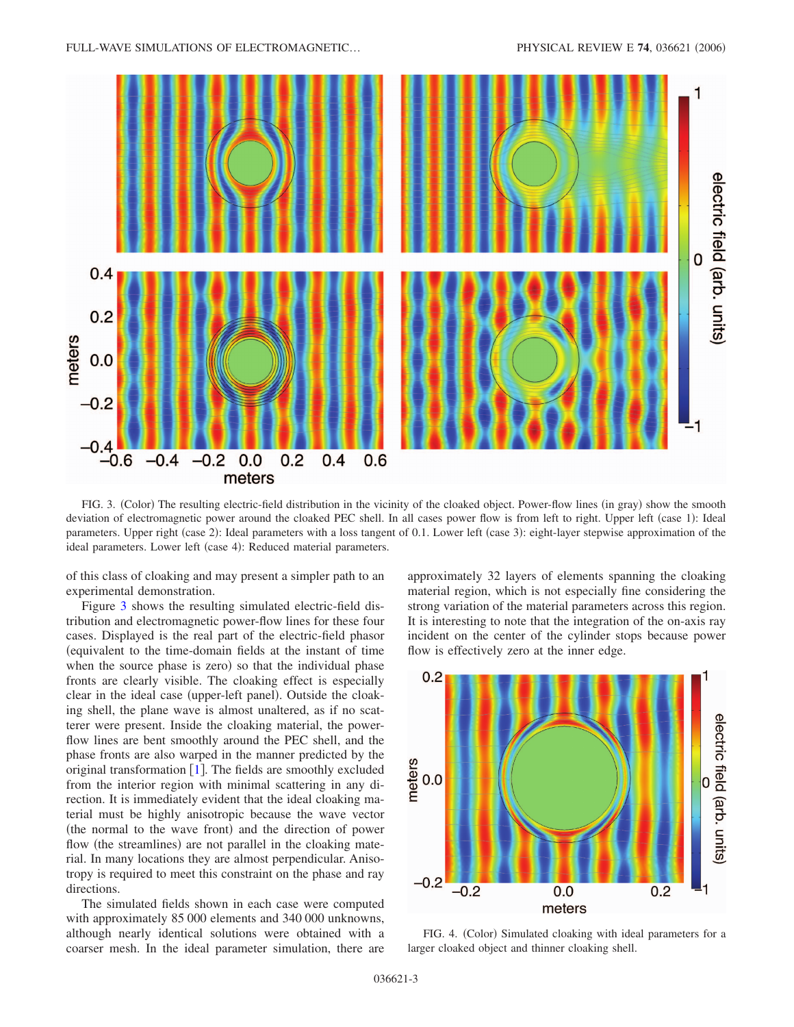FIG. 3. (Color) The resulting electric-field distribution in the vicinity of the cloaked object. Power-flow lines (in gray) show the smooth deviation of electromagnetic power around the cloaked PEC shell. In all cases power flow is from left to right. Upper left (case 1): Ideal parameters. Upper right (case 2): Ideal parameters with a loss tangent of 0.1. Lower left (case 3): eight-layer stepwise approximation of the ideal parameters. Lower left (case 4): Reduced material parameters.

of this class of cloaking and may present a simpler path to an experimental demonstration.

Figure 3 shows the resulting simulated electric-field distribution and electromagnetic power-flow lines for these four cases. Displayed is the real part of the electric-field phasor (equivalent to the time-domain fields at the instant of time when the source phase is zero) so that the individual phase fronts are clearly visible. The cloaking effect is especially clear in the ideal case (upper-left panel). Outside the cloaking shell, the plane wave is almost unaltered, as if no scatterer were present. Inside the cloaking material, the power-flow lines are bent smoothly around the PEC shell, and the phase fronts are also warped in the manner predicted by the original transformation [1]. The fields are smoothly excluded from the interior region with minimal scattering in any direction. It is immediately evident that the ideal cloaking material must be highly anisotropic because the wave vector (the normal to the wave front) and the direction of power flow (the streamlines) are not parallel in the cloaking material. In many locations they are almost perpendicular. Anisotropy is required to meet this constraint on the phase and ray directions.

The simulated fields shown in each case were computed with approximately 85 000 elements and 340 000 unknowns, although nearly identical solutions were obtained with a coarser mesh. In the ideal parameter simulation, there are approximately 32 layers of elements spanning the cloaking material region, which is not especially fine considering the strong variation of the material parameters across this region. It is interesting to note that the integration of the on-axis ray incident on the center of the cylinder stops because power flow is effectively zero at the inner edge.

FIG. 4. (Color) Simulated cloaking with ideal parameters for a larger cloaked object and thinner cloaking shell.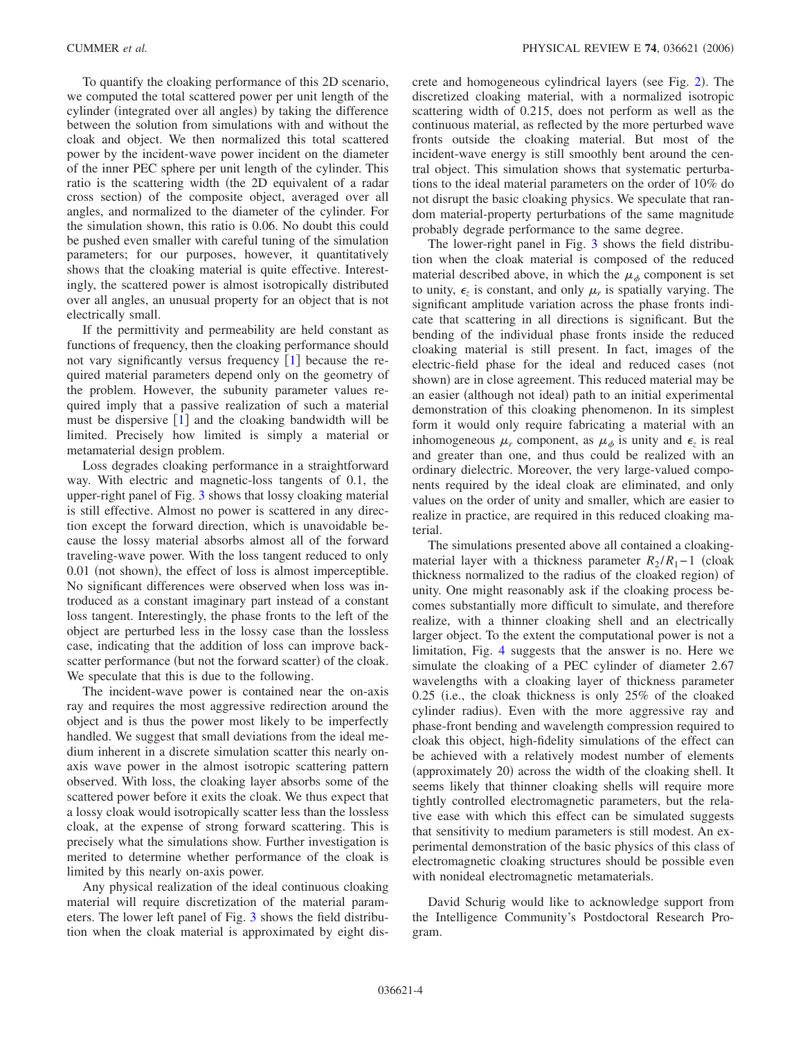To quantify the cloaking performance of this 2D scenario, we computed the total scattered power per unit length of the cylinder (integrated over all angles) by taking the difference between the solution from simulations with and without the cloak and object. We then normalized this total scattered power by the incident-wave power incident on the diameter of the inner PEC sphere per unit length of the cylinder. This ratio is the scattering width (the 2D equivalent of a radar cross section) of the composite object, averaged over all angles, and normalized to the diameter of the cylinder. For the simulation shown, this ratio is 0.06. No doubt this could be pushed even smaller with careful tuning of the simulation parameters; for our purposes, however, it quantitatively shows that the cloaking material is quite effective. Interestingly, the scattered power is almost isotropically distributed over all angles, an unusual property for an object that is not electrically small.

If the permittivity and permeability are held constant as functions of frequency, then the cloaking performance should not vary significantly versus frequency [1] because the required material parameters depend only on the geometry of the problem. However, the subunity parameter values required imply that a passive realization of such a material must be dispersive [1] and the cloaking bandwidth will be limited. Precisely how limited is simply a material or metamaterial design problem.

Loss degrades cloaking performance in a straightforward way. With electric and magnetic-loss tangents of 0.1, the upper-right panel of Fig. 3 shows that lossy cloaking material is still effective. Almost no power is scattered in any direction except the forward direction, which is unavoidable because the lossy material absorbs almost all of the forward traveling-wave power. With the loss tangent reduced to only 0.01 (not shown), the effect of loss is almost imperceptible. No significant differences were observed when loss was introduced as a constant imaginary part instead of a constant loss tangent. Interestingly, the phase fronts to the left of the object are perturbed less in the lossy case than the lossless case, indicating that the addition of loss can improve backscatter performance (but not the forward scatter) of the cloak. We speculate that this is due to the following.

The incident-wave power is contained near the on-axis ray and requires the most aggressive redirection around the object and is thus the power most likely to be imperfectly handled. We suggest that small deviations from the ideal medium inherent in a discrete simulation scatter this nearly on-axis wave power in the almost isotropic scattering pattern observed. With loss, the cloaking layer absorbs some of the scattered power before it exits the cloak. We thus expect that a lossy cloak would isotropically scatter less than the lossless cloak, at the expense of strong forward scattering. This is precisely what the simulations show. Further investigation is merited to determine whether performance of the cloak is limited by this nearly on-axis power.

Any physical realization of the ideal continuous cloaking material will require discretization of the material parameters. The lower left panel of Fig. 3 shows the field distribution when the cloak material is approximated by eight discrete and homogeneous cylindrical layers (see Fig. 2). The discretized cloaking material, with a normalized isotropic scattering width of 0.215, does not perform as well as the continuous material, as reflected by the more perturbed wave fronts outside the cloaking material. But most of the incident-wave energy is still smoothly bent around the central object. This simulation shows that systematic perturbations to the ideal material parameters on the order of 10% do not disrupt the basic cloaking physics. We speculate that random material-property perturbations of the same magnitude probably degrade performance to the same degree.

The lower-right panel in Fig. 3 shows the field distribution when the cloak material is composed of the reduced material described above, in which the $\mu_\phi$ component is set to unity, $\epsilon_z$ is constant, and only $\mu_r$ is spatially varying. The significant amplitude variation across the phase fronts indicate that scattering in all directions is significant. But the bending of the individual phase fronts inside the reduced cloaking material is still present. In fact, images of the electric-field phase for the ideal and reduced cases (not shown) are in close agreement. This reduced material may be an easier (although not ideal) path to an initial experimental demonstration of this cloaking phenomenon. In its simplest form it would only require fabricating a material with an inhomogeneous $\mu_r$ component, as $\mu_\phi$ is unity and $\epsilon_z$ is real and greater than one, and thus could be realized with an ordinary dielectric. Moreover, the very large-valued components required by the ideal cloak are eliminated, and only values on the order of unity and smaller, which are easier to realize in practice, are required in this reduced cloaking material.

The simulations presented above all contained a cloaking-material layer with a thickness parameter $R_2/R_1-1$ (cloak thickness normalized to the radius of the cloaked region) of unity. One might reasonably ask if the cloaking process becomes substantially more difficult to simulate, and therefore realize, with a thinner cloaking shell and an electrically larger object. To the extent the computational power is not a limitation, Fig. 4 suggests that the answer is no. Here we simulate the cloaking of a PEC cylinder of diameter 2.67 wavelengths with a cloaking layer of thickness parameter 0.25 (i.e., the cloak thickness is only 25% of the cloaked cylinder radius). Even with the more aggressive ray and phase-front bending and wavelength compression required to cloak this object, high-fidelity simulations of the effect can be achieved with a relatively modest number of elements (approximately 20) across the width of the cloaking shell. It seems likely that thinner cloaking shells will require more tightly controlled electromagnetic parameters, but the relative ease with which this effect can be simulated suggests that sensitivity to medium parameters is still modest. An experimental demonstration of the basic physics of this class of electromagnetic cloaking structures should be possible even with nonideal electromagnetic metamaterials.

David Schurig would like to acknowledge support from the Intelligence Community's Postdoctoral Research Program.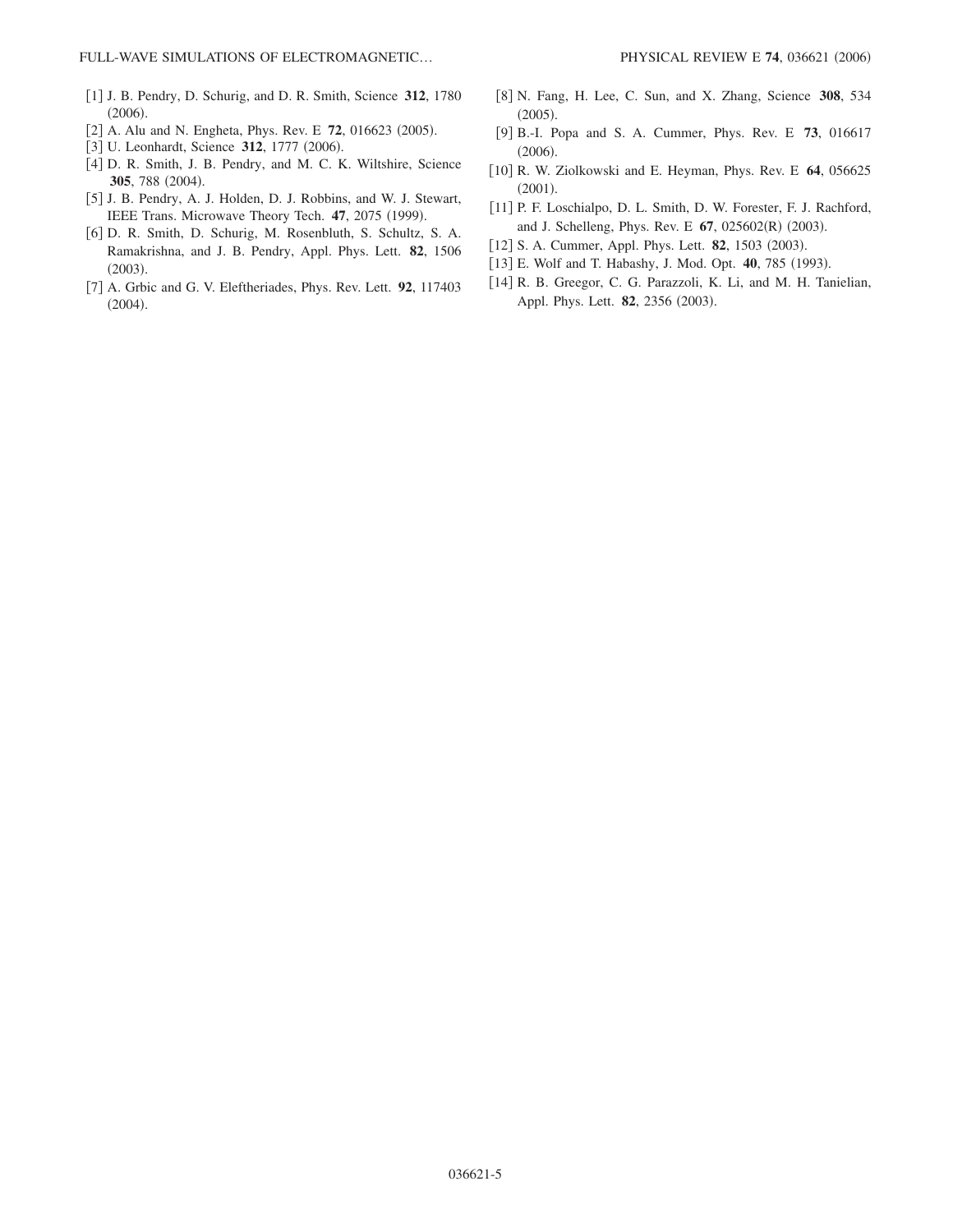[1] J. B. Pendry, D. Schurig, and D. R. Smith, Science **312**, 1780 (2006).

[2] A. Alu and N. Engheta, Phys. Rev. E **72**, 016623 (2005).

[3] U. Leonhardt, Science **312**, 1777 (2006).

[4] D. R. Smith, J. B. Pendry, and M. C. K. Wiltshire, Science **305**, 788 (2004).

[5] J. B. Pendry, A. J. Holden, D. J. Robbins, and W. J. Stewart, IEEE Trans. Microwave Theory Tech. **47**, 2075 (1999).

[6] D. R. Smith, D. Schurig, M. Rosenbluth, S. Schultz, S. A. Ramakrishna, and J. B. Pendry, Appl. Phys. Lett. **82**, 1506 (2003).

[7] A. Grbic and G. V. Eleftheriades, Phys. Rev. Lett. **92**, 117403 (2004).

[8] N. Fang, H. Lee, C. Sun, and X. Zhang, Science **308**, 534 (2005).

[9] B.-I. Popa and S. A. Cummer, Phys. Rev. E **73**, 016617 (2006).

[10] R. W. Ziolkowski and E. Heyman, Phys. Rev. E **64**, 056625 (2001).

[11] P. F. Loschialpo, D. L. Smith, D. W. Forester, F. J. Rachford, and J. Schelleng, Phys. Rev. E **67**, 025602(R) (2003).

[12] S. A. Cummer, Appl. Phys. Lett. **82**, 1503 (2003).

[13] E. Wolf and T. Habashy, J. Mod. Opt. **40**, 785 (1993).

[14] R. B. Greegor, C. G. Parazzoli, K. Li, and M. H. Tanielian, Appl. Phys. Lett. **82**, 2356 (2003).